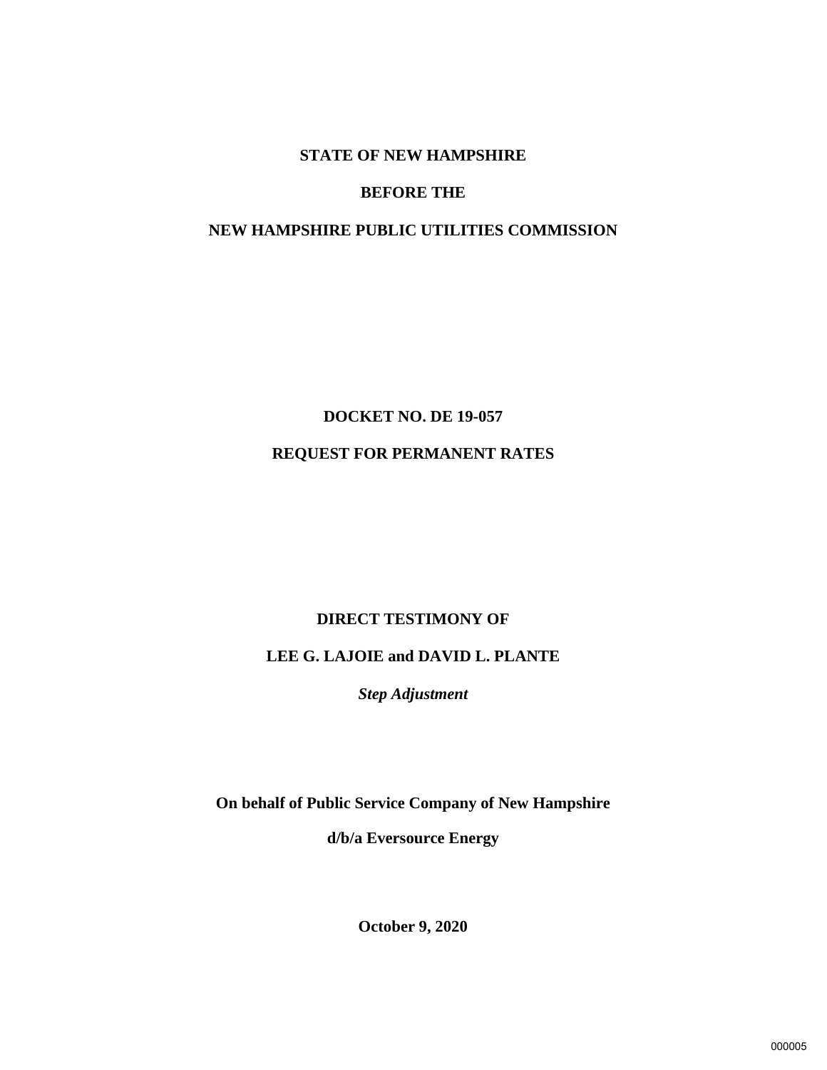**STATE OF NEW HAMPSHIRE**

**BEFORE THE**

**NEW HAMPSHIRE PUBLIC UTILITIES COMMISSION**

**DOCKET NO. DE 19-057**

**REQUEST FOR PERMANENT RATES**

**DIRECT TESTIMONY OF**

**LEE G. LAJOIE and DAVID L. PLANTE**

***Step Adjustment***

**On behalf of Public Service Company of New Hampshire**

**d/b/a Eversource Energy**

**October 9, 2020**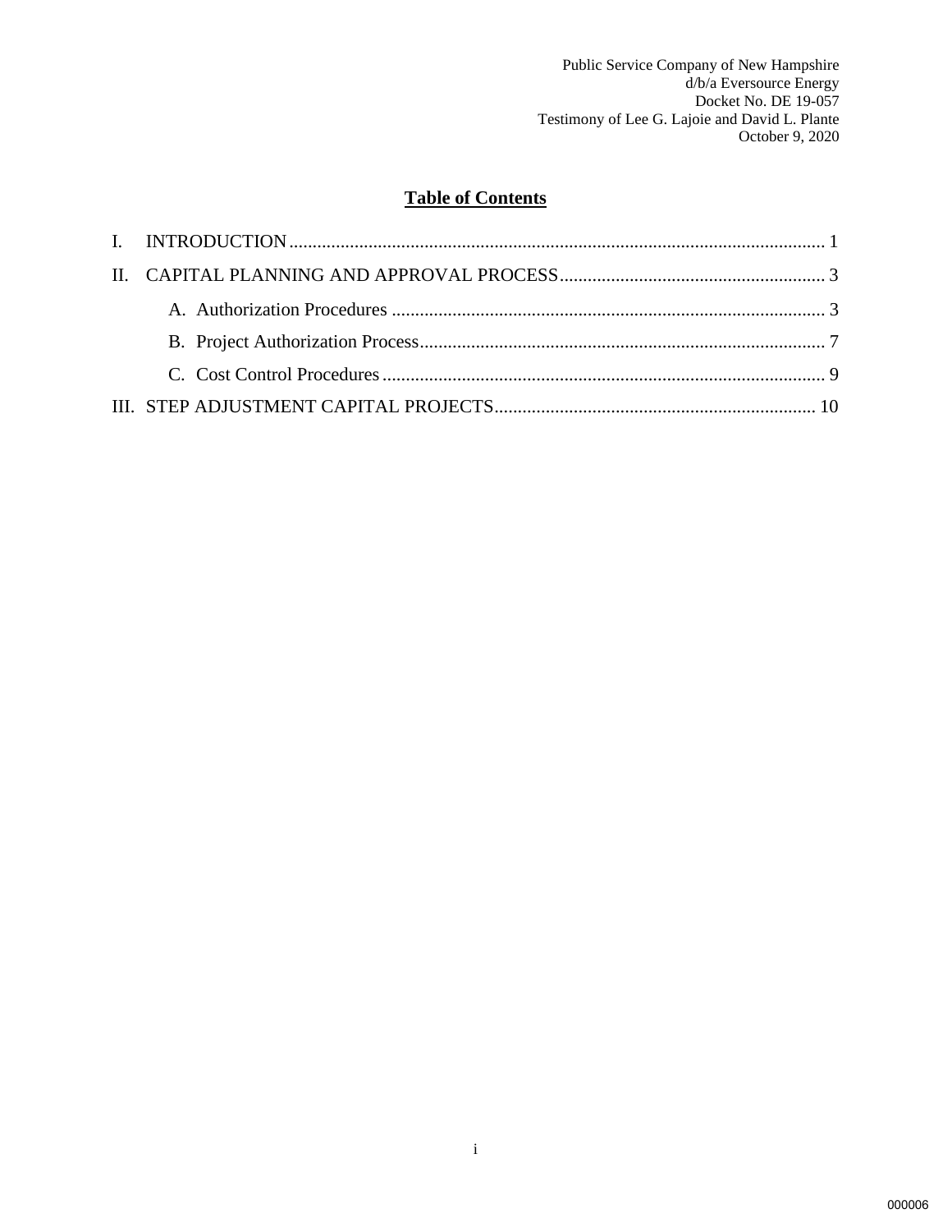## Table of Contents

I. INTRODUCTION .................................................................................................................. 1

II. CAPITAL PLANNING AND APPROVAL PROCESS ......................................................... 3

   A. Authorization Procedures ............................................................................................ 3

   B. Project Authorization Process ....................................................................................... 7

   C. Cost Control Procedures ............................................................................................... 9

III. STEP ADJUSTMENT CAPITAL PROJECTS .................................................................... 10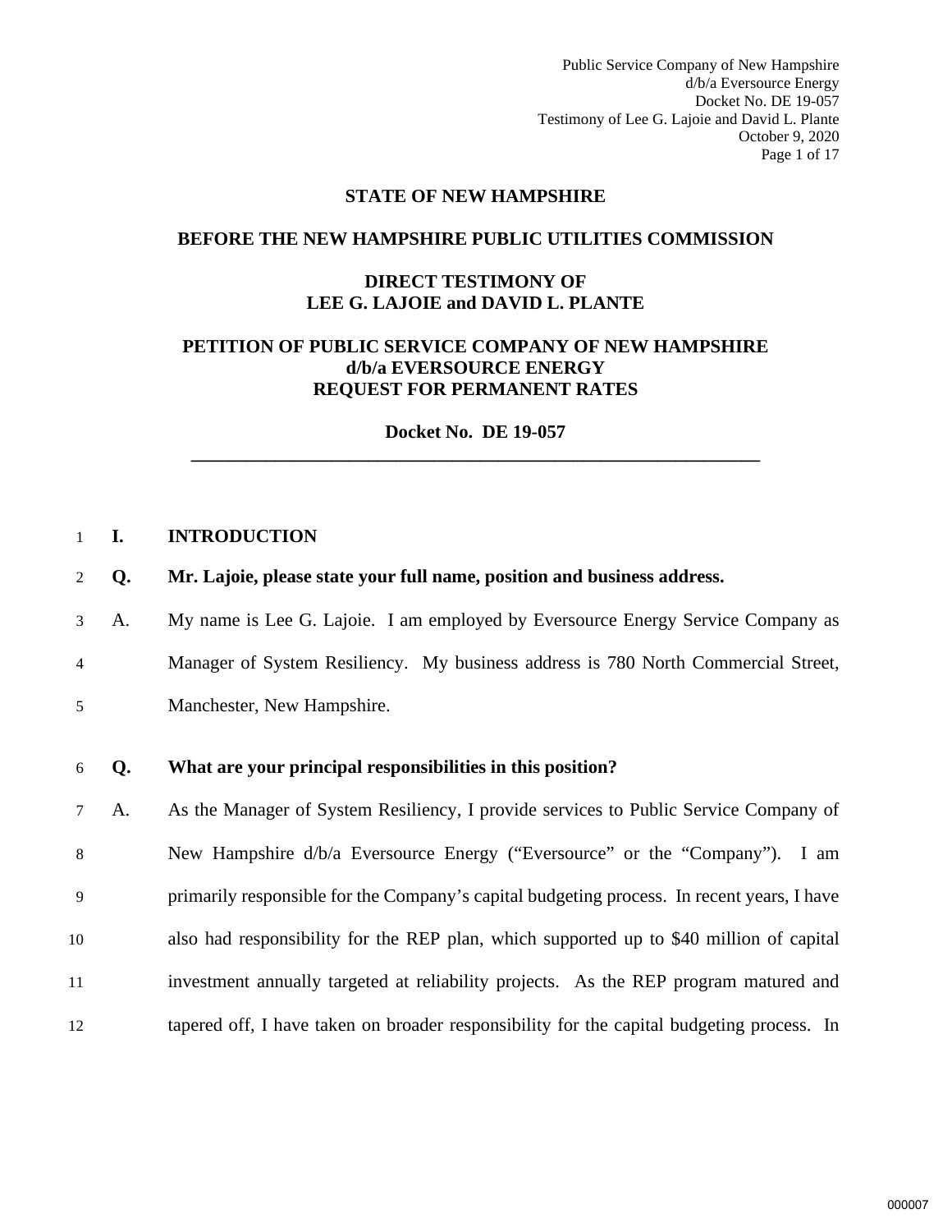**STATE OF NEW HAMPSHIRE**

**BEFORE THE NEW HAMPSHIRE PUBLIC UTILITIES COMMISSION**

**DIRECT TESTIMONY OF**
**LEE G. LAJOIE and DAVID L. PLANTE**

**PETITION OF PUBLIC SERVICE COMPANY OF NEW HAMPSHIRE**
**d/b/a EVERSOURCE ENERGY**
**REQUEST FOR PERMANENT RATES**

**Docket No. DE 19-057**

---

## I. INTRODUCTION

**Q. Mr. Lajoie, please state your full name, position and business address.**

A. My name is Lee G. Lajoie. I am employed by Eversource Energy Service Company as Manager of System Resiliency. My business address is 780 North Commercial Street, Manchester, New Hampshire.

**Q. What are your principal responsibilities in this position?**

A. As the Manager of System Resiliency, I provide services to Public Service Company of New Hampshire d/b/a Eversource Energy ("Eversource" or the "Company"). I am primarily responsible for the Company's capital budgeting process. In recent years, I have also had responsibility for the REP plan, which supported up to $40 million of capital investment annually targeted at reliability projects. As the REP program matured and tapered off, I have taken on broader responsibility for the capital budgeting process. In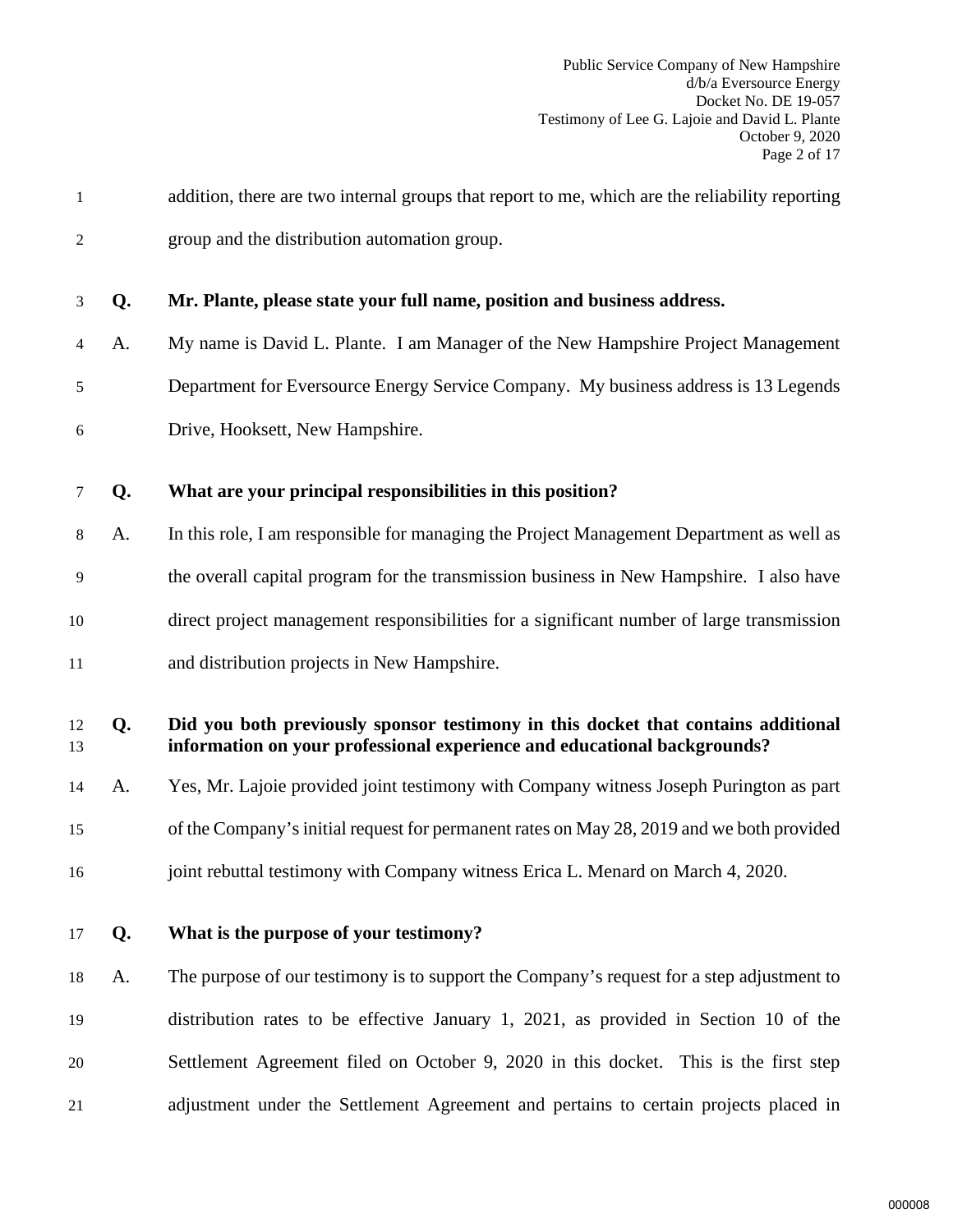addition, there are two internal groups that report to me, which are the reliability reporting group and the distribution automation group.

**Q. Mr. Plante, please state your full name, position and business address.**

A. My name is David L. Plante. I am Manager of the New Hampshire Project Management Department for Eversource Energy Service Company. My business address is 13 Legends Drive, Hooksett, New Hampshire.

**Q. What are your principal responsibilities in this position?**

A. In this role, I am responsible for managing the Project Management Department as well as the overall capital program for the transmission business in New Hampshire. I also have direct project management responsibilities for a significant number of large transmission and distribution projects in New Hampshire.

**Q. Did you both previously sponsor testimony in this docket that contains additional information on your professional experience and educational backgrounds?**

A. Yes, Mr. Lajoie provided joint testimony with Company witness Joseph Purington as part of the Company's initial request for permanent rates on May 28, 2019 and we both provided joint rebuttal testimony with Company witness Erica L. Menard on March 4, 2020.

**Q. What is the purpose of your testimony?**

A. The purpose of our testimony is to support the Company's request for a step adjustment to distribution rates to be effective January 1, 2021, as provided in Section 10 of the Settlement Agreement filed on October 9, 2020 in this docket. This is the first step adjustment under the Settlement Agreement and pertains to certain projects placed in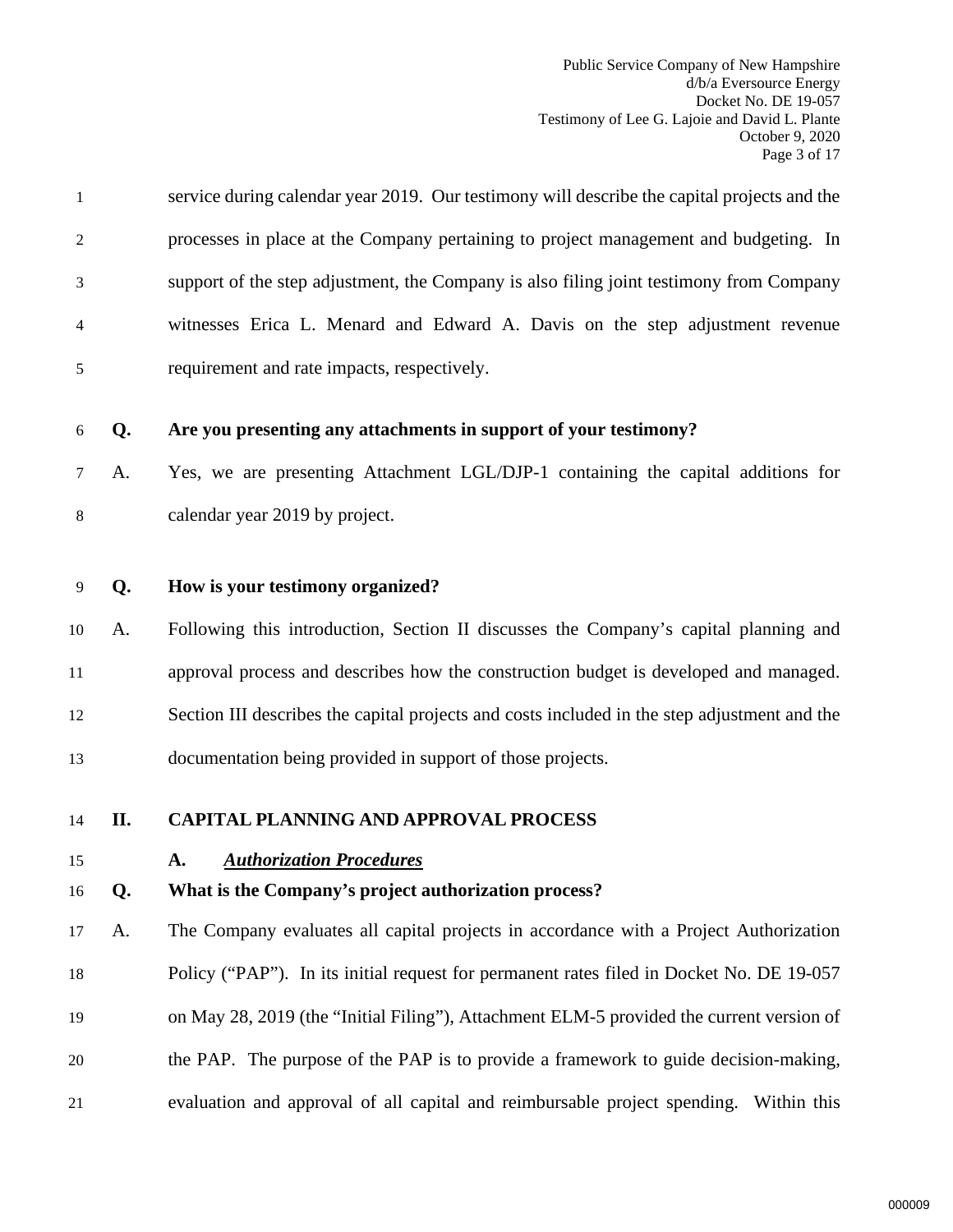service during calendar year 2019. Our testimony will describe the capital projects and the processes in place at the Company pertaining to project management and budgeting. In support of the step adjustment, the Company is also filing joint testimony from Company witnesses Erica L. Menard and Edward A. Davis on the step adjustment revenue requirement and rate impacts, respectively.

**Q. Are you presenting any attachments in support of your testimony?**

A. Yes, we are presenting Attachment LGL/DJP-1 containing the capital additions for calendar year 2019 by project.

**Q. How is your testimony organized?**

A. Following this introduction, Section II discusses the Company's capital planning and approval process and describes how the construction budget is developed and managed. Section III describes the capital projects and costs included in the step adjustment and the documentation being provided in support of those projects.

## II. CAPITAL PLANNING AND APPROVAL PROCESS

### A. ***Authorization Procedures***

**Q. What is the Company's project authorization process?**

A. The Company evaluates all capital projects in accordance with a Project Authorization Policy ("PAP"). In its initial request for permanent rates filed in Docket No. DE 19-057 on May 28, 2019 (the "Initial Filing"), Attachment ELM-5 provided the current version of the PAP. The purpose of the PAP is to provide a framework to guide decision-making, evaluation and approval of all capital and reimbursable project spending. Within this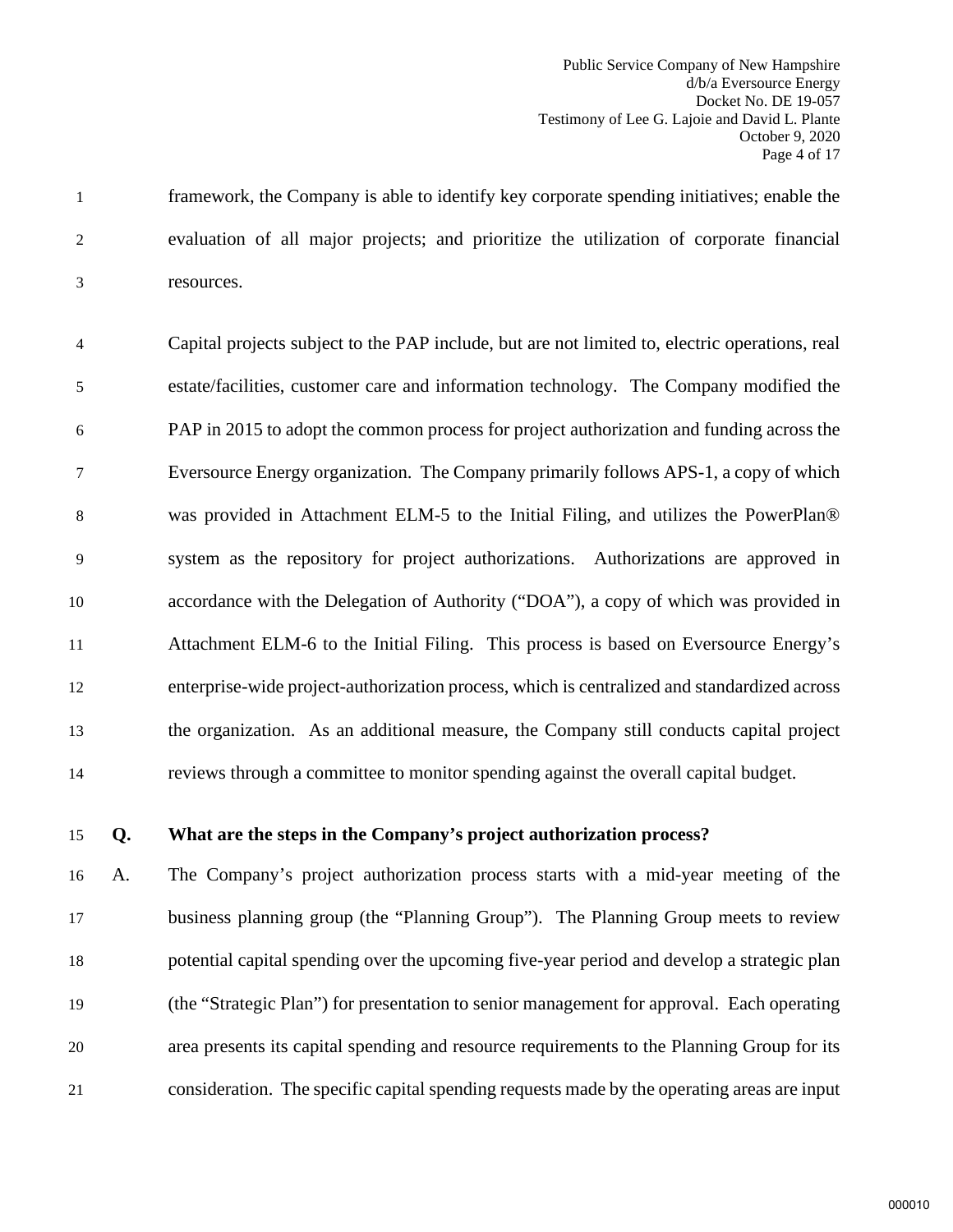framework, the Company is able to identify key corporate spending initiatives; enable the evaluation of all major projects; and prioritize the utilization of corporate financial resources.

Capital projects subject to the PAP include, but are not limited to, electric operations, real estate/facilities, customer care and information technology. The Company modified the PAP in 2015 to adopt the common process for project authorization and funding across the Eversource Energy organization. The Company primarily follows APS-1, a copy of which was provided in Attachment ELM-5 to the Initial Filing, and utilizes the PowerPlan® system as the repository for project authorizations. Authorizations are approved in accordance with the Delegation of Authority ("DOA"), a copy of which was provided in Attachment ELM-6 to the Initial Filing. This process is based on Eversource Energy's enterprise-wide project-authorization process, which is centralized and standardized across the organization. As an additional measure, the Company still conducts capital project reviews through a committee to monitor spending against the overall capital budget.

**Q. What are the steps in the Company's project authorization process?**

A. The Company's project authorization process starts with a mid-year meeting of the business planning group (the "Planning Group"). The Planning Group meets to review potential capital spending over the upcoming five-year period and develop a strategic plan (the "Strategic Plan") for presentation to senior management for approval. Each operating area presents its capital spending and resource requirements to the Planning Group for its consideration. The specific capital spending requests made by the operating areas are input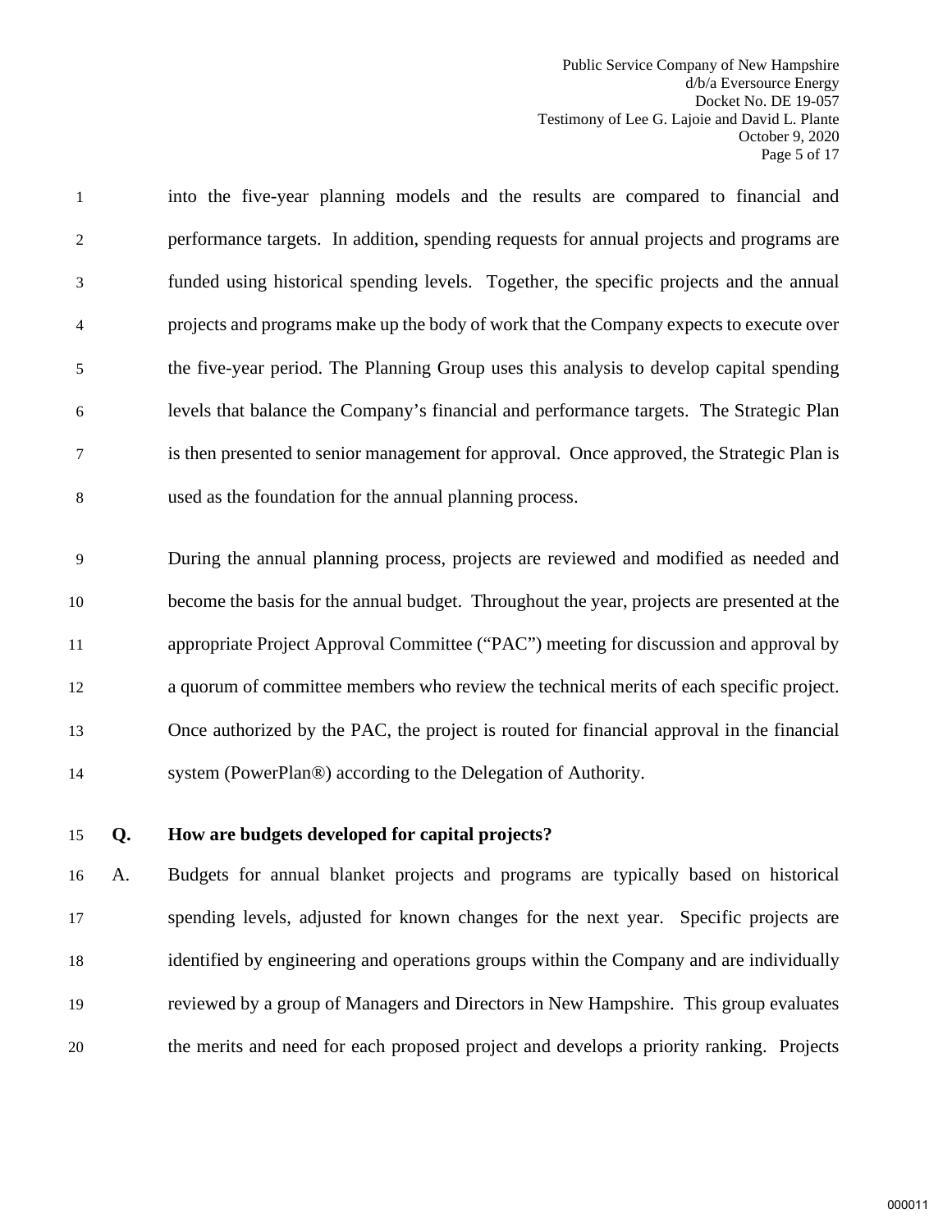into the five-year planning models and the results are compared to financial and performance targets. In addition, spending requests for annual projects and programs are funded using historical spending levels. Together, the specific projects and the annual projects and programs make up the body of work that the Company expects to execute over the five-year period. The Planning Group uses this analysis to develop capital spending levels that balance the Company's financial and performance targets. The Strategic Plan is then presented to senior management for approval. Once approved, the Strategic Plan is used as the foundation for the annual planning process.

During the annual planning process, projects are reviewed and modified as needed and become the basis for the annual budget. Throughout the year, projects are presented at the appropriate Project Approval Committee ("PAC") meeting for discussion and approval by a quorum of committee members who review the technical merits of each specific project. Once authorized by the PAC, the project is routed for financial approval in the financial system (PowerPlan®) according to the Delegation of Authority.

**Q. How are budgets developed for capital projects?**

A. Budgets for annual blanket projects and programs are typically based on historical spending levels, adjusted for known changes for the next year. Specific projects are identified by engineering and operations groups within the Company and are individually reviewed by a group of Managers and Directors in New Hampshire. This group evaluates the merits and need for each proposed project and develops a priority ranking. Projects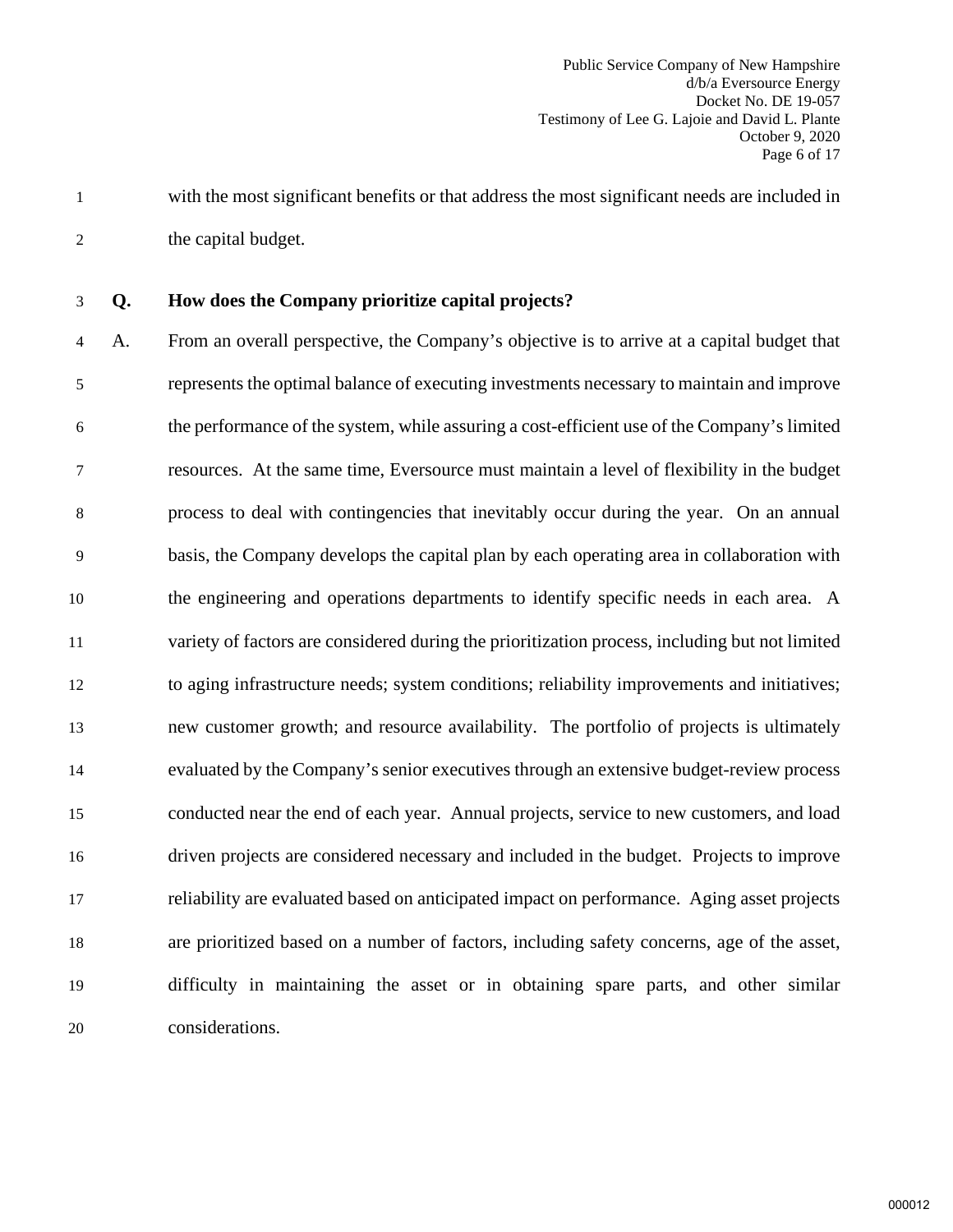with the most significant benefits or that address the most significant needs are included in the capital budget.

**Q. How does the Company prioritize capital projects?**

A. From an overall perspective, the Company's objective is to arrive at a capital budget that represents the optimal balance of executing investments necessary to maintain and improve the performance of the system, while assuring a cost-efficient use of the Company's limited resources. At the same time, Eversource must maintain a level of flexibility in the budget process to deal with contingencies that inevitably occur during the year. On an annual basis, the Company develops the capital plan by each operating area in collaboration with the engineering and operations departments to identify specific needs in each area. A variety of factors are considered during the prioritization process, including but not limited to aging infrastructure needs; system conditions; reliability improvements and initiatives; new customer growth; and resource availability. The portfolio of projects is ultimately evaluated by the Company's senior executives through an extensive budget-review process conducted near the end of each year. Annual projects, service to new customers, and load driven projects are considered necessary and included in the budget. Projects to improve reliability are evaluated based on anticipated impact on performance. Aging asset projects are prioritized based on a number of factors, including safety concerns, age of the asset, difficulty in maintaining the asset or in obtaining spare parts, and other similar considerations.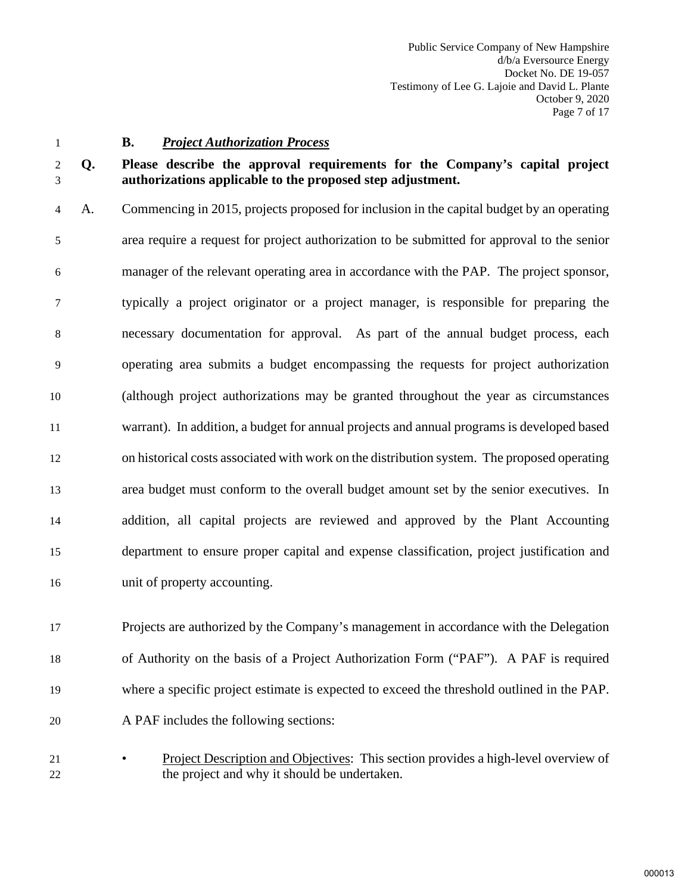### B. *Project Authorization Process*

**Q. Please describe the approval requirements for the Company's capital project authorizations applicable to the proposed step adjustment.**

A. Commencing in 2015, projects proposed for inclusion in the capital budget by an operating area require a request for project authorization to be submitted for approval to the senior manager of the relevant operating area in accordance with the PAP. The project sponsor, typically a project originator or a project manager, is responsible for preparing the necessary documentation for approval. As part of the annual budget process, each operating area submits a budget encompassing the requests for project authorization (although project authorizations may be granted throughout the year as circumstances warrant). In addition, a budget for annual projects and annual programs is developed based on historical costs associated with work on the distribution system. The proposed operating area budget must conform to the overall budget amount set by the senior executives. In addition, all capital projects are reviewed and approved by the Plant Accounting department to ensure proper capital and expense classification, project justification and unit of property accounting.

Projects are authorized by the Company's management in accordance with the Delegation of Authority on the basis of a Project Authorization Form ("PAF"). A PAF is required where a specific project estimate is expected to exceed the threshold outlined in the PAP. A PAF includes the following sections:

- Project Description and Objectives: This section provides a high-level overview of the project and why it should be undertaken.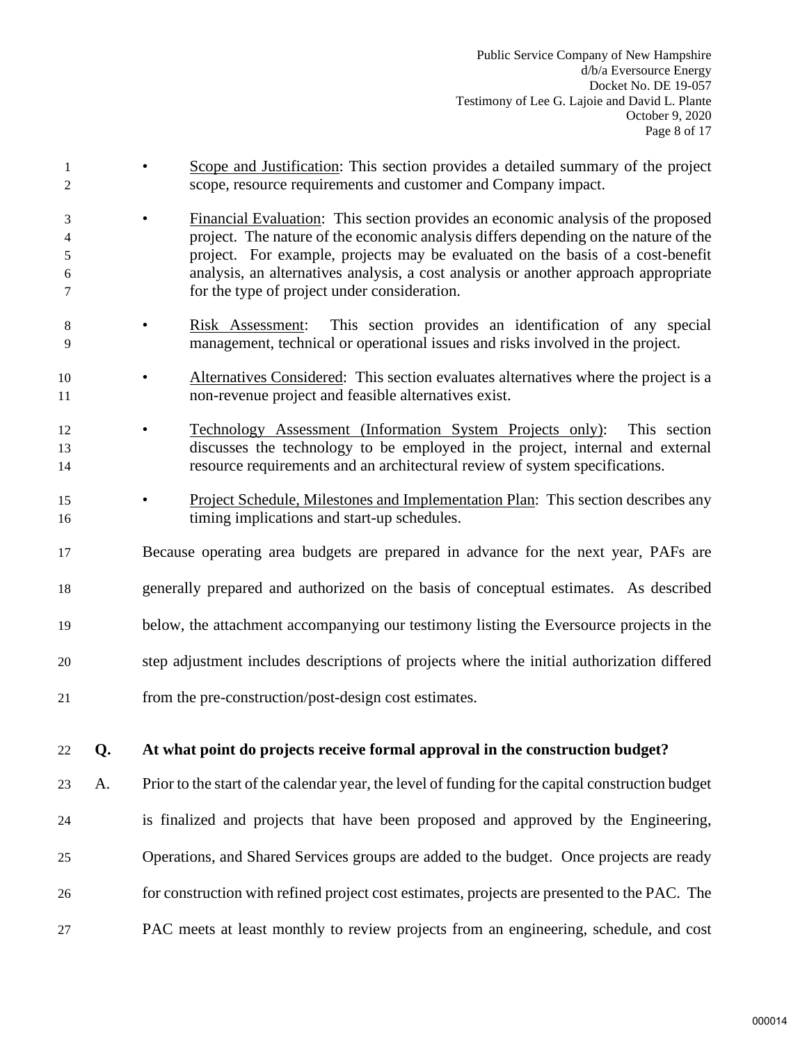- Scope and Justification: This section provides a detailed summary of the project scope, resource requirements and customer and Company impact.
- Financial Evaluation: This section provides an economic analysis of the proposed project. The nature of the economic analysis differs depending on the nature of the project. For example, projects may be evaluated on the basis of a cost-benefit analysis, an alternatives analysis, a cost analysis or another approach appropriate for the type of project under consideration.
- Risk Assessment: This section provides an identification of any special management, technical or operational issues and risks involved in the project.
- Alternatives Considered: This section evaluates alternatives where the project is a non-revenue project and feasible alternatives exist.
- Technology Assessment (Information System Projects only): This section discusses the technology to be employed in the project, internal and external resource requirements and an architectural review of system specifications.
- Project Schedule, Milestones and Implementation Plan: This section describes any timing implications and start-up schedules.

Because operating area budgets are prepared in advance for the next year, PAFs are generally prepared and authorized on the basis of conceptual estimates. As described below, the attachment accompanying our testimony listing the Eversource projects in the step adjustment includes descriptions of projects where the initial authorization differed from the pre-construction/post-design cost estimates.

**Q. At what point do projects receive formal approval in the construction budget?**

A. Prior to the start of the calendar year, the level of funding for the capital construction budget is finalized and projects that have been proposed and approved by the Engineering, Operations, and Shared Services groups are added to the budget. Once projects are ready for construction with refined project cost estimates, projects are presented to the PAC. The PAC meets at least monthly to review projects from an engineering, schedule, and cost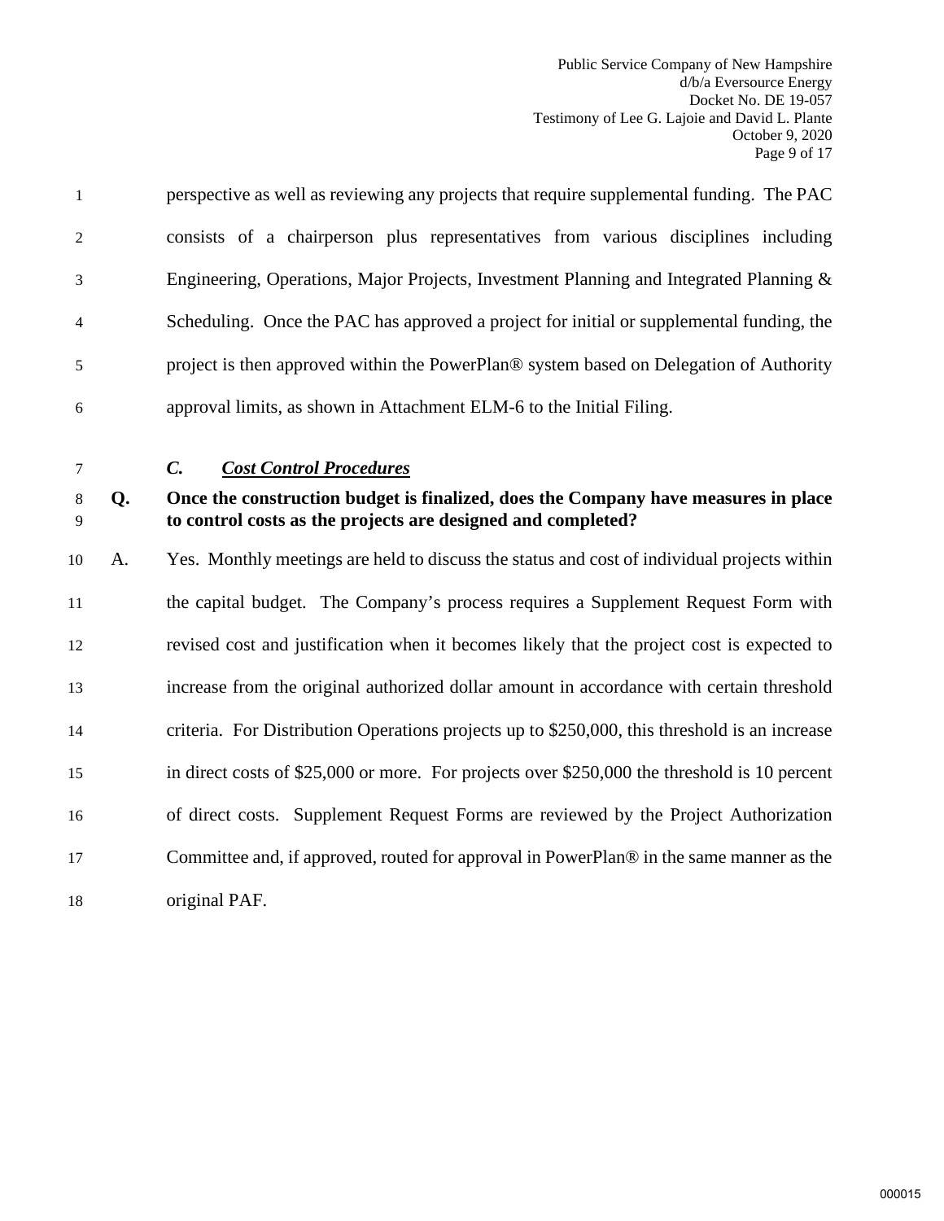perspective as well as reviewing any projects that require supplemental funding. The PAC consists of a chairperson plus representatives from various disciplines including Engineering, Operations, Major Projects, Investment Planning and Integrated Planning & Scheduling. Once the PAC has approved a project for initial or supplemental funding, the project is then approved within the PowerPlan® system based on Delegation of Authority approval limits, as shown in Attachment ELM-6 to the Initial Filing.

### *C. Cost Control Procedures*

**Q. Once the construction budget is finalized, does the Company have measures in place to control costs as the projects are designed and completed?**

A. Yes. Monthly meetings are held to discuss the status and cost of individual projects within the capital budget. The Company's process requires a Supplement Request Form with revised cost and justification when it becomes likely that the project cost is expected to increase from the original authorized dollar amount in accordance with certain threshold criteria. For Distribution Operations projects up to $250,000, this threshold is an increase in direct costs of $25,000 or more. For projects over $250,000 the threshold is 10 percent of direct costs. Supplement Request Forms are reviewed by the Project Authorization Committee and, if approved, routed for approval in PowerPlan® in the same manner as the original PAF.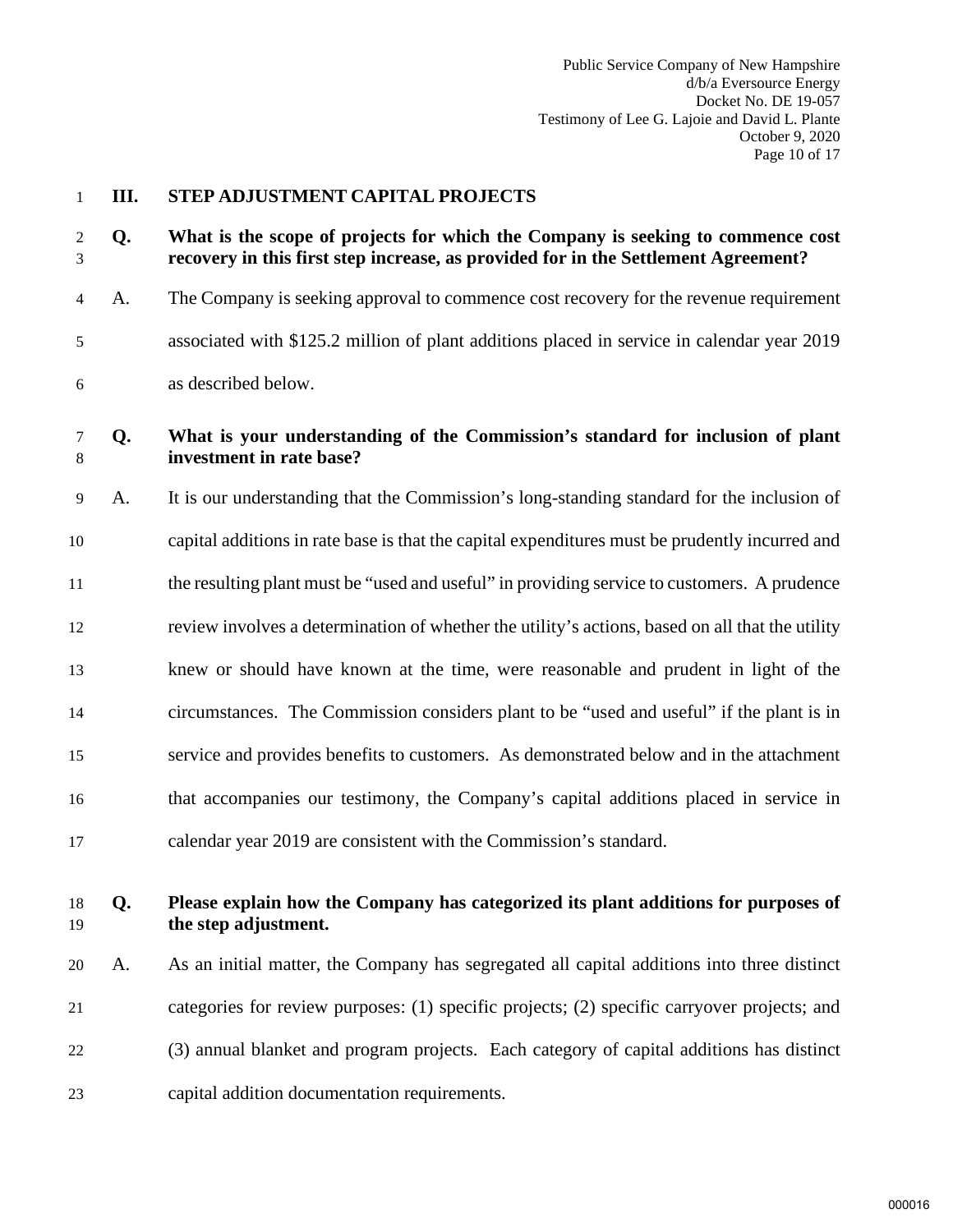## III. STEP ADJUSTMENT CAPITAL PROJECTS

**Q. What is the scope of projects for which the Company is seeking to commence cost recovery in this first step increase, as provided for in the Settlement Agreement?**

A. The Company is seeking approval to commence cost recovery for the revenue requirement associated with $125.2 million of plant additions placed in service in calendar year 2019 as described below.

**Q. What is your understanding of the Commission's standard for inclusion of plant investment in rate base?**

A. It is our understanding that the Commission's long-standing standard for the inclusion of capital additions in rate base is that the capital expenditures must be prudently incurred and the resulting plant must be "used and useful" in providing service to customers. A prudence review involves a determination of whether the utility's actions, based on all that the utility knew or should have known at the time, were reasonable and prudent in light of the circumstances. The Commission considers plant to be "used and useful" if the plant is in service and provides benefits to customers. As demonstrated below and in the attachment that accompanies our testimony, the Company's capital additions placed in service in calendar year 2019 are consistent with the Commission's standard.

**Q. Please explain how the Company has categorized its plant additions for purposes of the step adjustment.**

A. As an initial matter, the Company has segregated all capital additions into three distinct categories for review purposes: (1) specific projects; (2) specific carryover projects; and (3) annual blanket and program projects. Each category of capital additions has distinct capital addition documentation requirements.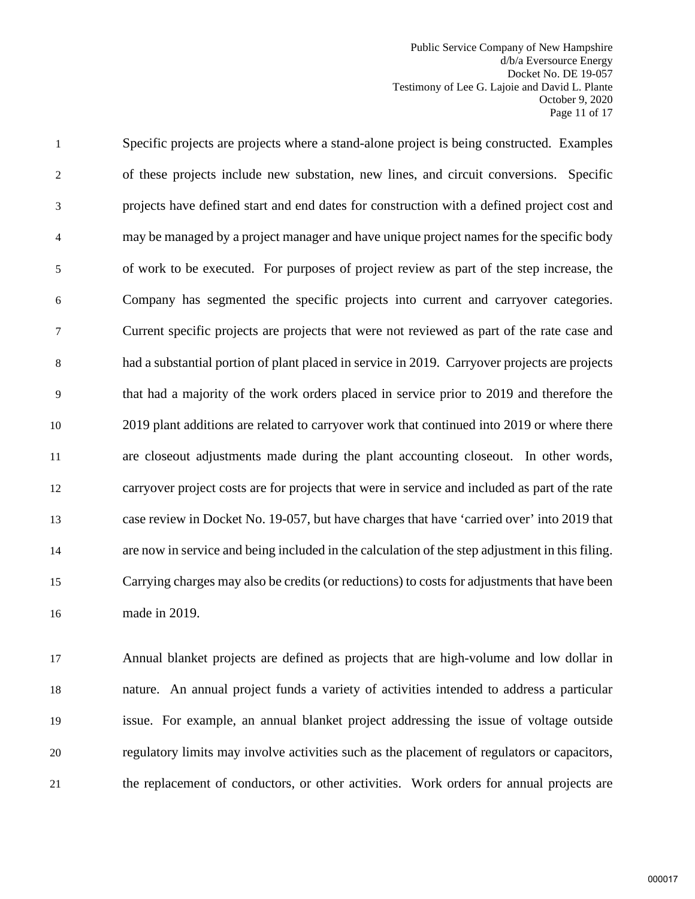Specific projects are projects where a stand-alone project is being constructed. Examples of these projects include new substation, new lines, and circuit conversions. Specific projects have defined start and end dates for construction with a defined project cost and may be managed by a project manager and have unique project names for the specific body of work to be executed. For purposes of project review as part of the step increase, the Company has segmented the specific projects into current and carryover categories. Current specific projects are projects that were not reviewed as part of the rate case and had a substantial portion of plant placed in service in 2019. Carryover projects are projects that had a majority of the work orders placed in service prior to 2019 and therefore the 2019 plant additions are related to carryover work that continued into 2019 or where there are closeout adjustments made during the plant accounting closeout. In other words, carryover project costs are for projects that were in service and included as part of the rate case review in Docket No. 19-057, but have charges that have 'carried over' into 2019 that are now in service and being included in the calculation of the step adjustment in this filing. Carrying charges may also be credits (or reductions) to costs for adjustments that have been made in 2019.

Annual blanket projects are defined as projects that are high-volume and low dollar in nature. An annual project funds a variety of activities intended to address a particular issue. For example, an annual blanket project addressing the issue of voltage outside regulatory limits may involve activities such as the placement of regulators or capacitors, the replacement of conductors, or other activities. Work orders for annual projects are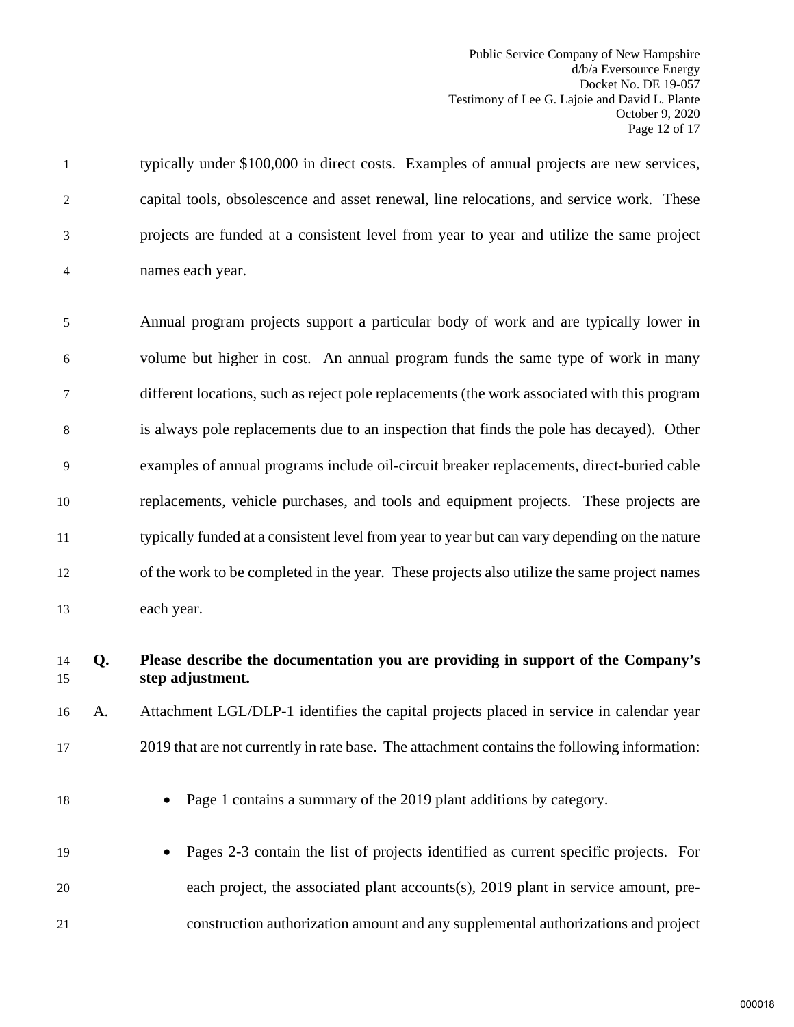typically under $100,000 in direct costs. Examples of annual projects are new services, capital tools, obsolescence and asset renewal, line relocations, and service work. These projects are funded at a consistent level from year to year and utilize the same project names each year.

Annual program projects support a particular body of work and are typically lower in volume but higher in cost. An annual program funds the same type of work in many different locations, such as reject pole replacements (the work associated with this program is always pole replacements due to an inspection that finds the pole has decayed). Other examples of annual programs include oil-circuit breaker replacements, direct-buried cable replacements, vehicle purchases, and tools and equipment projects. These projects are typically funded at a consistent level from year to year but can vary depending on the nature of the work to be completed in the year. These projects also utilize the same project names each year.

**Q. Please describe the documentation you are providing in support of the Company's step adjustment.**

A. Attachment LGL/DLP-1 identifies the capital projects placed in service in calendar year 2019 that are not currently in rate base. The attachment contains the following information:

- Page 1 contains a summary of the 2019 plant additions by category.
- Pages 2-3 contain the list of projects identified as current specific projects. For each project, the associated plant accounts(s), 2019 plant in service amount, pre-construction authorization amount and any supplemental authorizations and project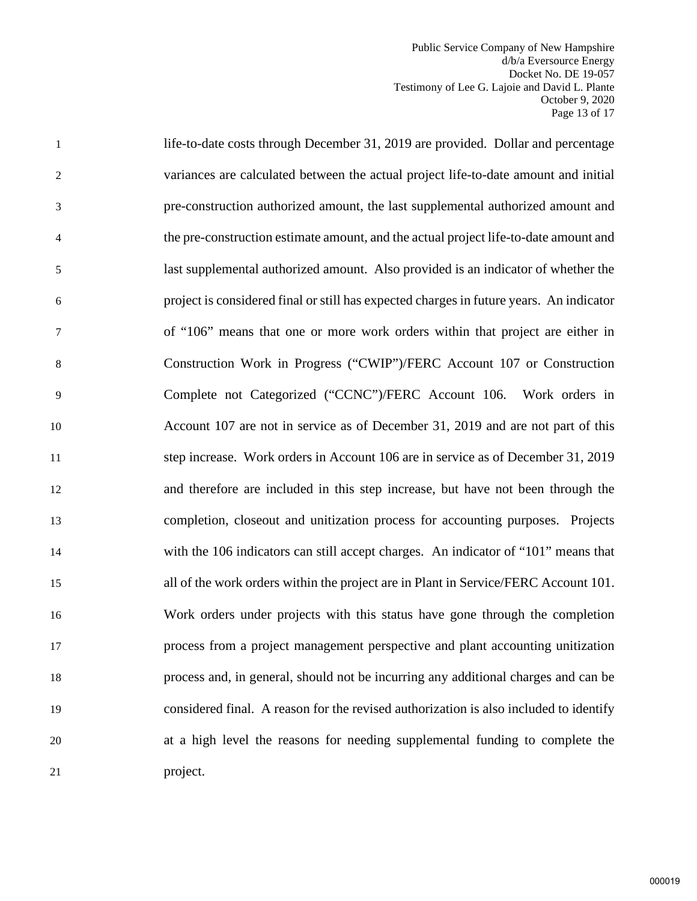life-to-date costs through December 31, 2019 are provided. Dollar and percentage variances are calculated between the actual project life-to-date amount and initial pre-construction authorized amount, the last supplemental authorized amount and the pre-construction estimate amount, and the actual project life-to-date amount and last supplemental authorized amount. Also provided is an indicator of whether the project is considered final or still has expected charges in future years. An indicator of "106" means that one or more work orders within that project are either in Construction Work in Progress ("CWIP")/FERC Account 107 or Construction Complete not Categorized ("CCNC")/FERC Account 106. Work orders in Account 107 are not in service as of December 31, 2019 and are not part of this step increase. Work orders in Account 106 are in service as of December 31, 2019 and therefore are included in this step increase, but have not been through the completion, closeout and unitization process for accounting purposes. Projects with the 106 indicators can still accept charges. An indicator of "101" means that all of the work orders within the project are in Plant in Service/FERC Account 101. Work orders under projects with this status have gone through the completion process from a project management perspective and plant accounting unitization process and, in general, should not be incurring any additional charges and can be considered final. A reason for the revised authorization is also included to identify at a high level the reasons for needing supplemental funding to complete the project.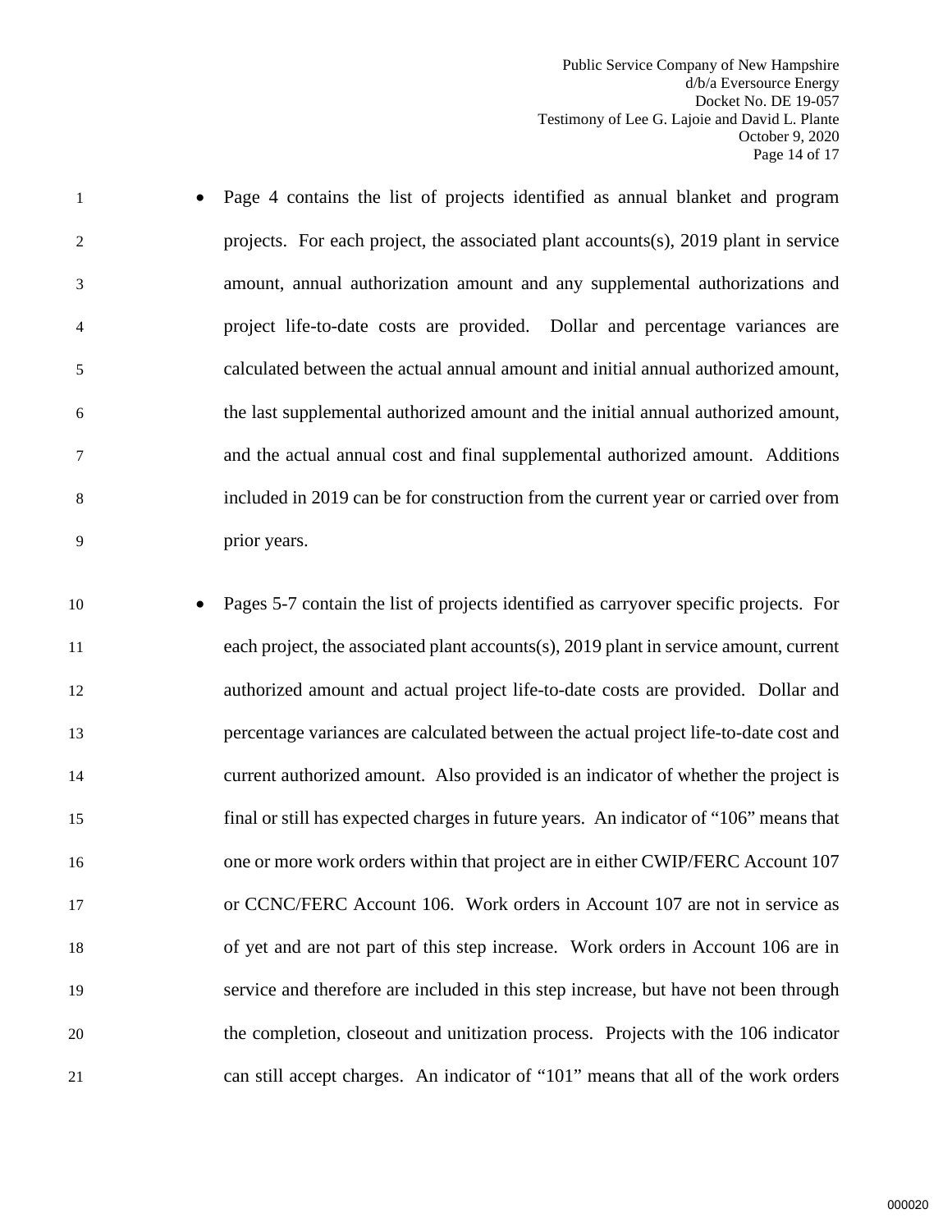- Page 4 contains the list of projects identified as annual blanket and program projects. For each project, the associated plant accounts(s), 2019 plant in service amount, annual authorization amount and any supplemental authorizations and project life-to-date costs are provided. Dollar and percentage variances are calculated between the actual annual amount and initial annual authorized amount, the last supplemental authorized amount and the initial annual authorized amount, and the actual annual cost and final supplemental authorized amount. Additions included in 2019 can be for construction from the current year or carried over from prior years.

- Pages 5-7 contain the list of projects identified as carryover specific projects. For each project, the associated plant accounts(s), 2019 plant in service amount, current authorized amount and actual project life-to-date costs are provided. Dollar and percentage variances are calculated between the actual project life-to-date cost and current authorized amount. Also provided is an indicator of whether the project is final or still has expected charges in future years. An indicator of "106" means that one or more work orders within that project are in either CWIP/FERC Account 107 or CCNC/FERC Account 106. Work orders in Account 107 are not in service as of yet and are not part of this step increase. Work orders in Account 106 are in service and therefore are included in this step increase, but have not been through the completion, closeout and unitization process. Projects with the 106 indicator can still accept charges. An indicator of "101" means that all of the work orders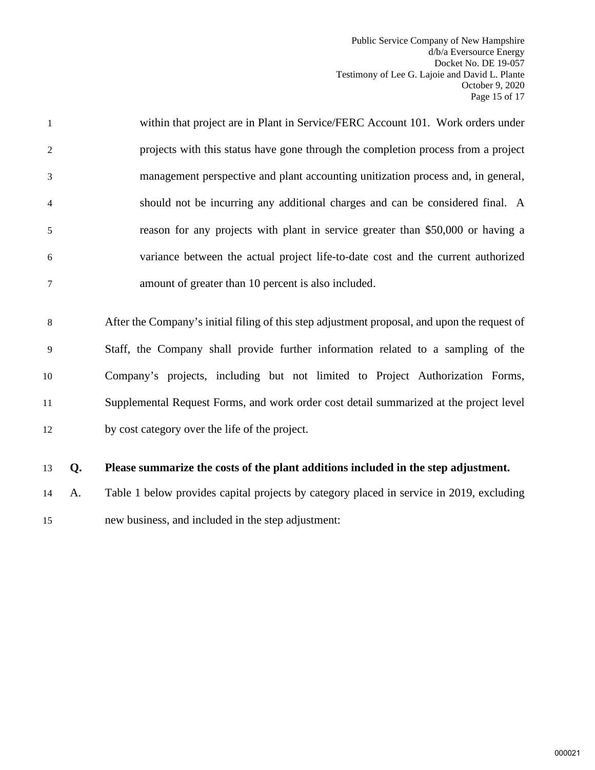within that project are in Plant in Service/FERC Account 101. Work orders under projects with this status have gone through the completion process from a project management perspective and plant accounting unitization process and, in general, should not be incurring any additional charges and can be considered final. A reason for any projects with plant in service greater than $50,000 or having a variance between the actual project life-to-date cost and the current authorized amount of greater than 10 percent is also included.

After the Company's initial filing of this step adjustment proposal, and upon the request of Staff, the Company shall provide further information related to a sampling of the Company's projects, including but not limited to Project Authorization Forms, Supplemental Request Forms, and work order cost detail summarized at the project level by cost category over the life of the project.

**Q. Please summarize the costs of the plant additions included in the step adjustment.**

A. Table 1 below provides capital projects by category placed in service in 2019, excluding new business, and included in the step adjustment: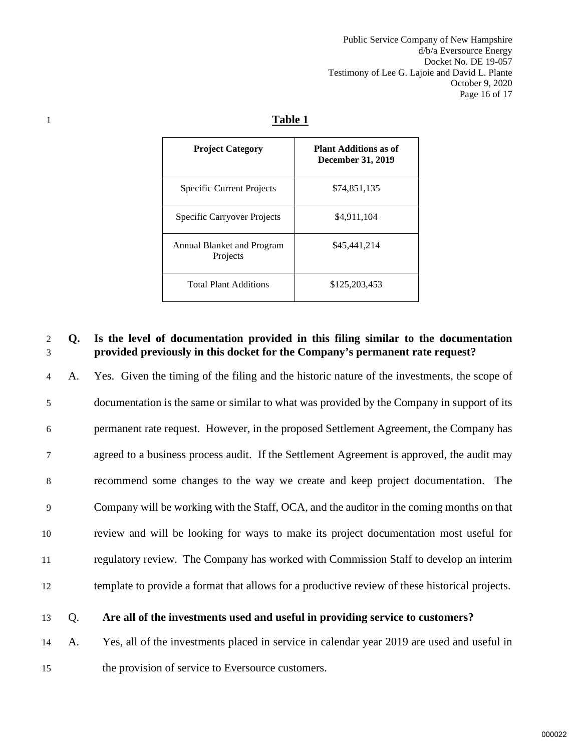**Table 1**

| Project Category | Plant Additions as of December 31, 2019 |
|---|---|
| Specific Current Projects | $74,851,135 |
| Specific Carryover Projects | $4,911,104 |
| Annual Blanket and Program Projects | $45,441,214 |
| Total Plant Additions | $125,203,453 |

**Q. Is the level of documentation provided in this filing similar to the documentation provided previously in this docket for the Company's permanent rate request?**

A. Yes. Given the timing of the filing and the historic nature of the investments, the scope of documentation is the same or similar to what was provided by the Company in support of its permanent rate request. However, in the proposed Settlement Agreement, the Company has agreed to a business process audit. If the Settlement Agreement is approved, the audit may recommend some changes to the way we create and keep project documentation. The Company will be working with the Staff, OCA, and the auditor in the coming months on that review and will be looking for ways to make its project documentation most useful for regulatory review. The Company has worked with Commission Staff to develop an interim template to provide a format that allows for a productive review of these historical projects.

Q. **Are all of the investments used and useful in providing service to customers?**

A. Yes, all of the investments placed in service in calendar year 2019 are used and useful in the provision of service to Eversource customers.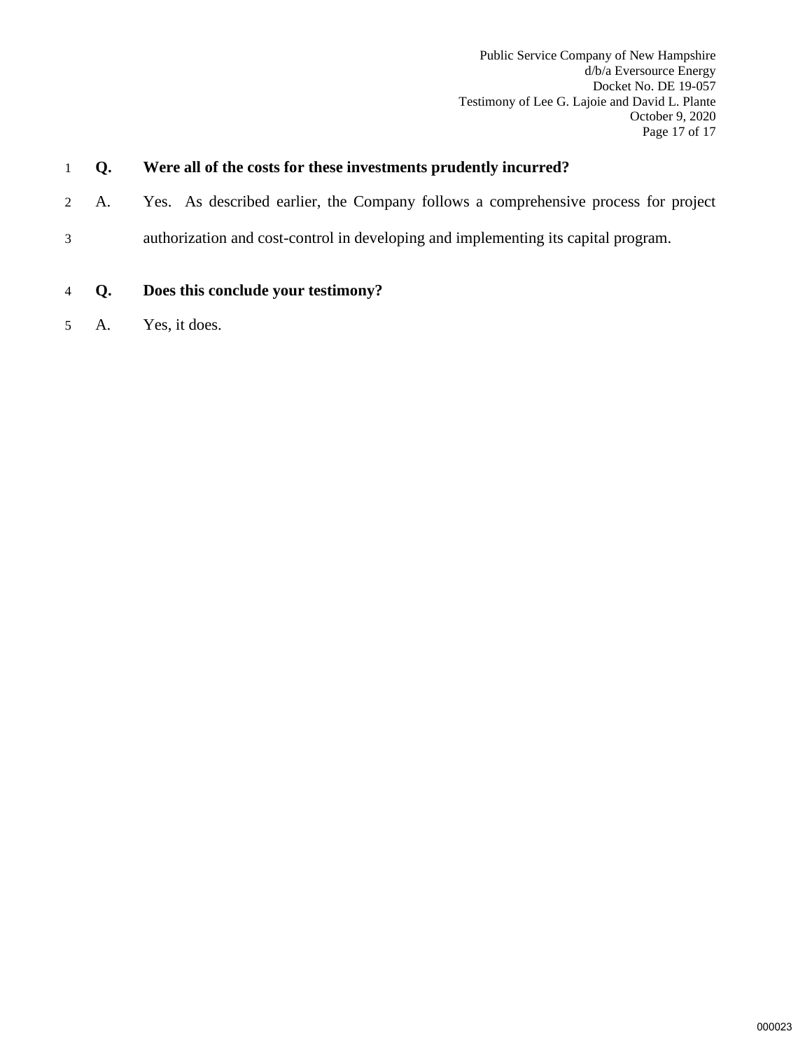**Q. Were all of the costs for these investments prudently incurred?**

A. Yes. As described earlier, the Company follows a comprehensive process for project authorization and cost-control in developing and implementing its capital program.

**Q. Does this conclude your testimony?**

A. Yes, it does.